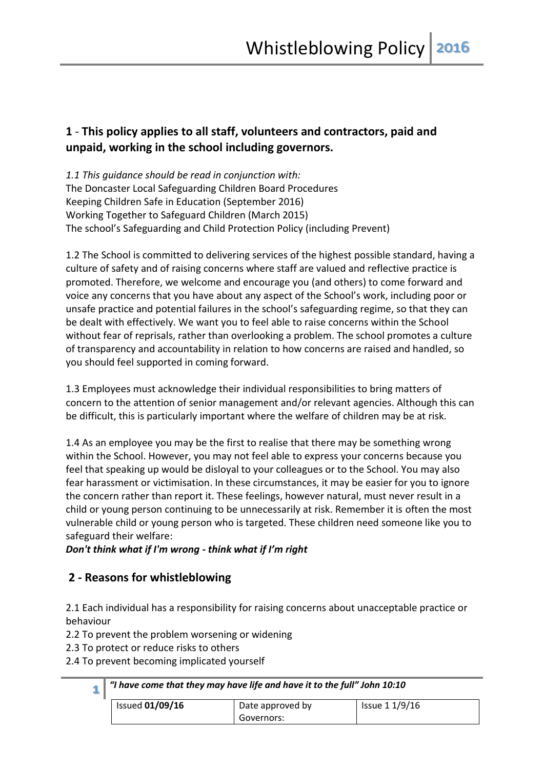## 1 - This policy applies to all staff, volunteers and contractors, paid and unpaid, working in the school including governors.

*1.1 This guidance should be read in conjunction with:*
The Doncaster Local Safeguarding Children Board Procedures
Keeping Children Safe in Education (September 2016)
Working Together to Safeguard Children (March 2015)
The school's Safeguarding and Child Protection Policy (including Prevent)

1.2 The School is committed to delivering services of the highest possible standard, having a culture of safety and of raising concerns where staff are valued and reflective practice is promoted. Therefore, we welcome and encourage you (and others) to come forward and voice any concerns that you have about any aspect of the School's work, including poor or unsafe practice and potential failures in the school's safeguarding regime, so that they can be dealt with effectively. We want you to feel able to raise concerns within the School without fear of reprisals, rather than overlooking a problem. The school promotes a culture of transparency and accountability in relation to how concerns are raised and handled, so you should feel supported in coming forward.

1.3 Employees must acknowledge their individual responsibilities to bring matters of concern to the attention of senior management and/or relevant agencies. Although this can be difficult, this is particularly important where the welfare of children may be at risk.

1.4 As an employee you may be the first to realise that there may be something wrong within the School. However, you may not feel able to express your concerns because you feel that speaking up would be disloyal to your colleagues or to the School. You may also fear harassment or victimisation. In these circumstances, it may be easier for you to ignore the concern rather than report it. These feelings, however natural, must never result in a child or young person continuing to be unnecessarily at risk. Remember it is often the most vulnerable child or young person who is targeted. These children need someone like you to safeguard their welfare:
***Don't think what if I'm wrong - think what if I'm right***

## 2 - Reasons for whistleblowing

2.1 Each individual has a responsibility for raising concerns about unacceptable practice or behaviour
2.2 To prevent the problem worsening or widening
2.3 To protect or reduce risks to others
2.4 To prevent becoming implicated yourself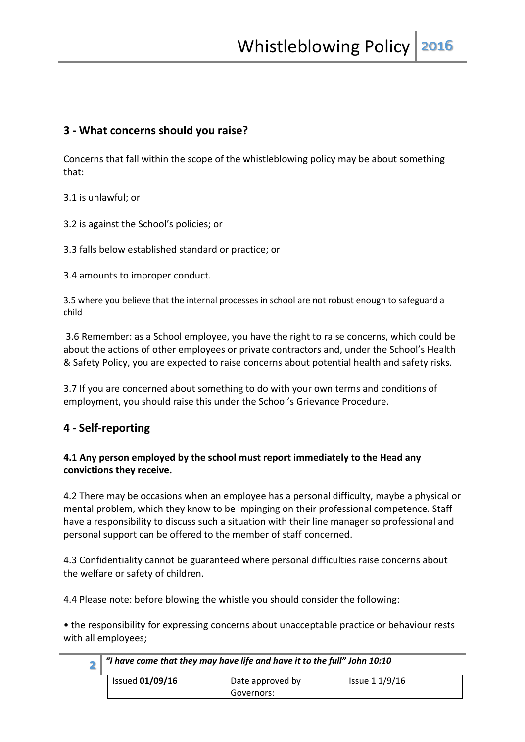## 3 - What concerns should you raise?

Concerns that fall within the scope of the whistleblowing policy may be about something that:

3.1 is unlawful; or

3.2 is against the School's policies; or

3.3 falls below established standard or practice; or

3.4 amounts to improper conduct.

3.5 where you believe that the internal processes in school are not robust enough to safeguard a child

3.6 Remember: as a School employee, you have the right to raise concerns, which could be about the actions of other employees or private contractors and, under the School's Health & Safety Policy, you are expected to raise concerns about potential health and safety risks.

3.7 If you are concerned about something to do with your own terms and conditions of employment, you should raise this under the School's Grievance Procedure.

## 4 - Self-reporting

**4.1 Any person employed by the school must report immediately to the Head any convictions they receive.**

4.2 There may be occasions when an employee has a personal difficulty, maybe a physical or mental problem, which they know to be impinging on their professional competence. Staff have a responsibility to discuss such a situation with their line manager so professional and personal support can be offered to the member of staff concerned.

4.3 Confidentiality cannot be guaranteed where personal difficulties raise concerns about the welfare or safety of children.

4.4 Please note: before blowing the whistle you should consider the following:

• the responsibility for expressing concerns about unacceptable practice or behaviour rests with all employees;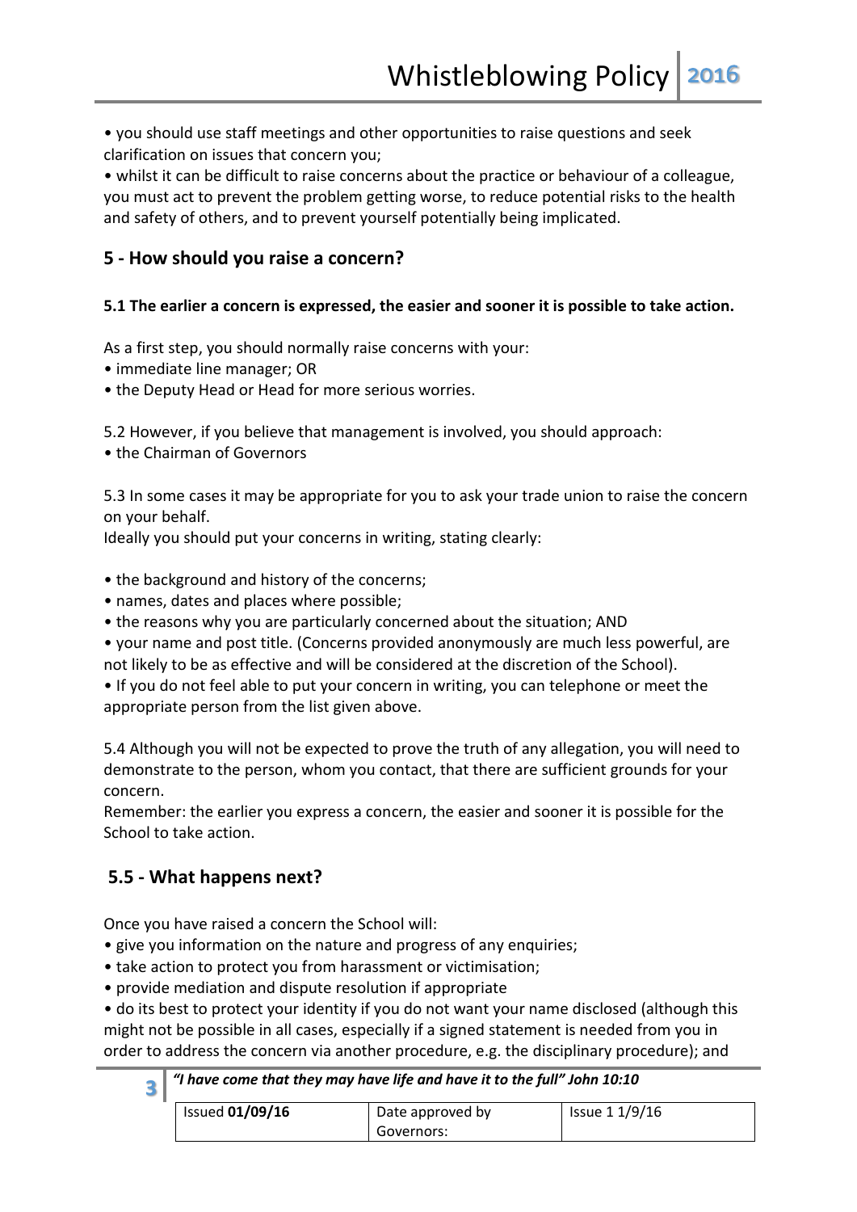• you should use staff meetings and other opportunities to raise questions and seek clarification on issues that concern you;

• whilst it can be difficult to raise concerns about the practice or behaviour of a colleague, you must act to prevent the problem getting worse, to reduce potential risks to the health and safety of others, and to prevent yourself potentially being implicated.

## 5 - How should you raise a concern?

**5.1 The earlier a concern is expressed, the easier and sooner it is possible to take action.**

As a first step, you should normally raise concerns with your:

• immediate line manager; OR
• the Deputy Head or Head for more serious worries.

5.2 However, if you believe that management is involved, you should approach:

• the Chairman of Governors

5.3 In some cases it may be appropriate for you to ask your trade union to raise the concern on your behalf.

Ideally you should put your concerns in writing, stating clearly:

• the background and history of the concerns;
• names, dates and places where possible;
• the reasons why you are particularly concerned about the situation; AND
• your name and post title. (Concerns provided anonymously are much less powerful, are not likely to be as effective and will be considered at the discretion of the School).
• If you do not feel able to put your concern in writing, you can telephone or meet the appropriate person from the list given above.

5.4 Although you will not be expected to prove the truth of any allegation, you will need to demonstrate to the person, whom you contact, that there are sufficient grounds for your concern.

Remember: the earlier you express a concern, the easier and sooner it is possible for the School to take action.

## 5.5 - What happens next?

Once you have raised a concern the School will:

• give you information on the nature and progress of any enquiries;
• take action to protect you from harassment or victimisation;
• provide mediation and dispute resolution if appropriate
• do its best to protect your identity if you do not want your name disclosed (although this might not be possible in all cases, especially if a signed statement is needed from you in order to address the concern via another procedure, e.g. the disciplinary procedure); and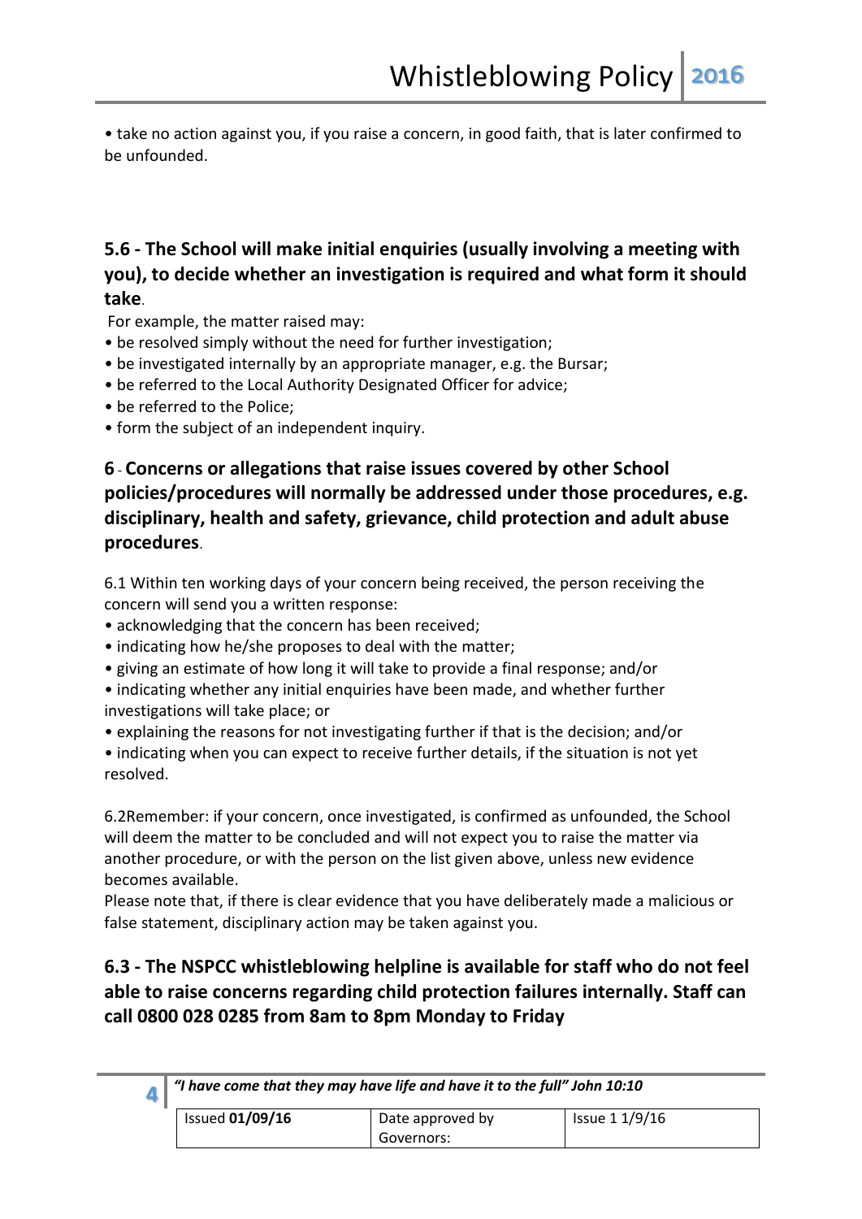• take no action against you, if you raise a concern, in good faith, that is later confirmed to be unfounded.

## 5.6 - The School will make initial enquiries (usually involving a meeting with you), to decide whether an investigation is required and what form it should take.

For example, the matter raised may:

- be resolved simply without the need for further investigation;
- be investigated internally by an appropriate manager, e.g. the Bursar;
- be referred to the Local Authority Designated Officer for advice;
- be referred to the Police;
- form the subject of an independent inquiry.

## 6 - Concerns or allegations that raise issues covered by other School policies/procedures will normally be addressed under those procedures, e.g. disciplinary, health and safety, grievance, child protection and adult abuse procedures.

6.1 Within ten working days of your concern being received, the person receiving the concern will send you a written response:

- acknowledging that the concern has been received;
- indicating how he/she proposes to deal with the matter;
- giving an estimate of how long it will take to provide a final response; and/or
- indicating whether any initial enquiries have been made, and whether further investigations will take place; or
- explaining the reasons for not investigating further if that is the decision; and/or
- indicating when you can expect to receive further details, if the situation is not yet resolved.

6.2Remember: if your concern, once investigated, is confirmed as unfounded, the School will deem the matter to be concluded and will not expect you to raise the matter via another procedure, or with the person on the list given above, unless new evidence becomes available.

Please note that, if there is clear evidence that you have deliberately made a malicious or false statement, disciplinary action may be taken against you.

## 6.3 - The NSPCC whistleblowing helpline is available for staff who do not feel able to raise concerns regarding child protection failures internally. Staff can call 0800 028 0285 from 8am to 8pm Monday to Friday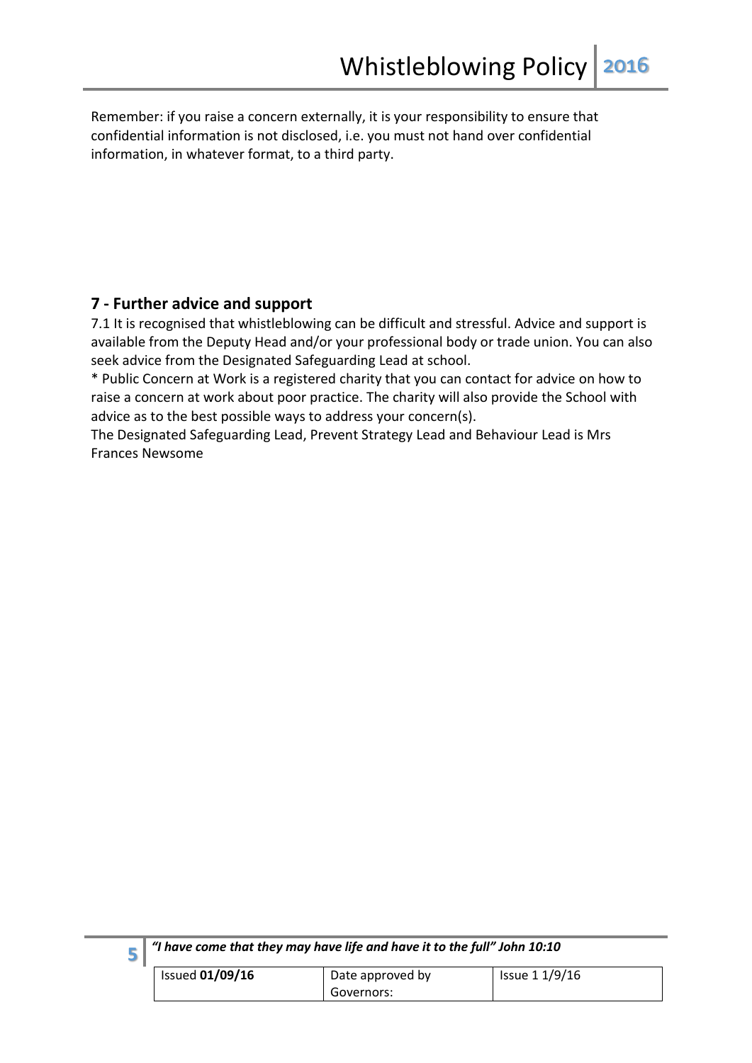Remember: if you raise a concern externally, it is your responsibility to ensure that confidential information is not disclosed, i.e. you must not hand over confidential information, in whatever format, to a third party.

## 7 - Further advice and support

7.1 It is recognised that whistleblowing can be difficult and stressful. Advice and support is available from the Deputy Head and/or your professional body or trade union. You can also seek advice from the Designated Safeguarding Lead at school.

* Public Concern at Work is a registered charity that you can contact for advice on how to raise a concern at work about poor practice. The charity will also provide the School with advice as to the best possible ways to address your concern(s).

The Designated Safeguarding Lead, Prevent Strategy Lead and Behaviour Lead is Mrs Frances Newsome